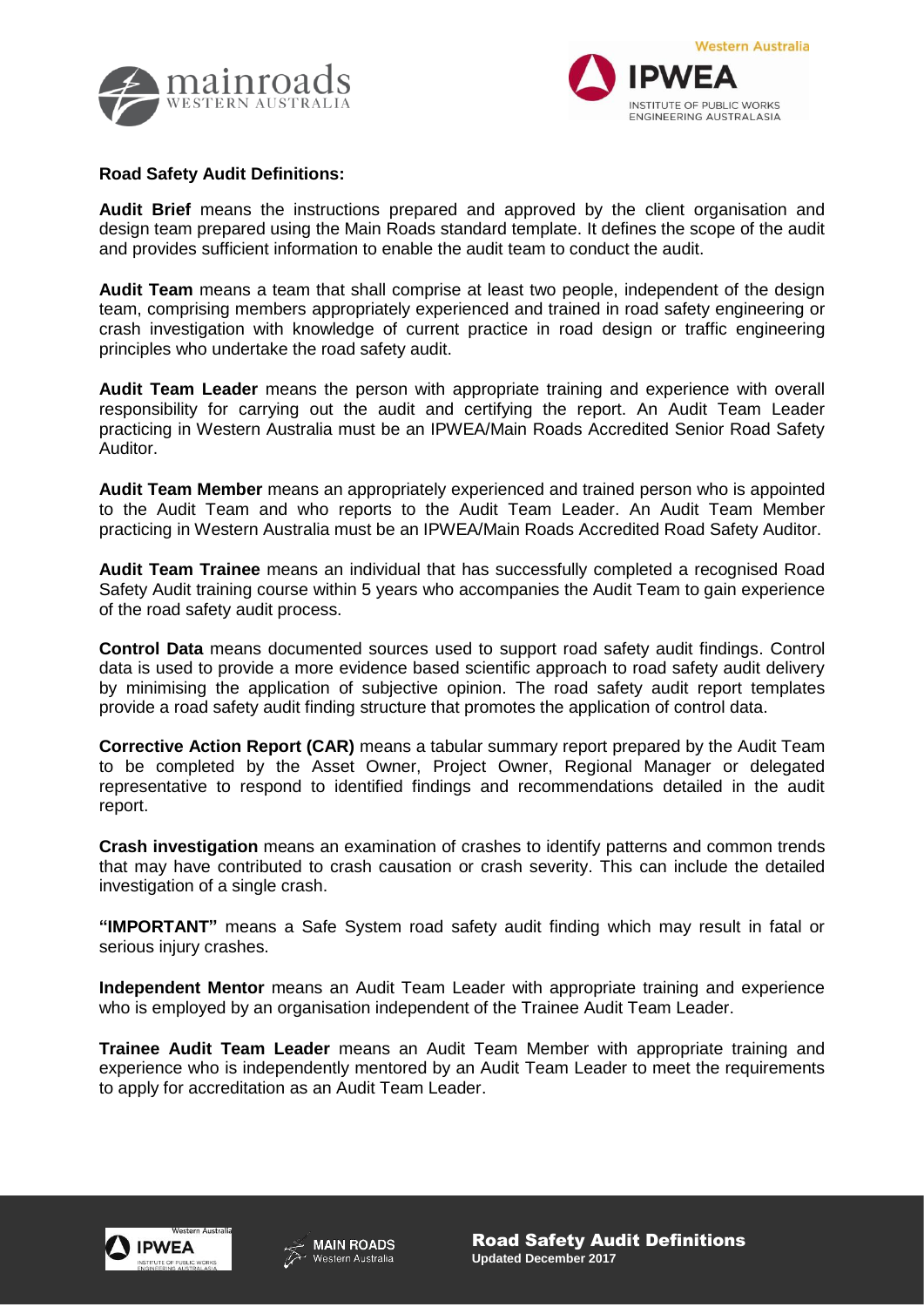**Road Safety Audit Definitions:**

**Audit Brief** means the instructions prepared and approved by the client organisation and design team prepared using the Main Roads standard template. It defines the scope of the audit and provides sufficient information to enable the audit team to conduct the audit.

**Audit Team** means a team that shall comprise at least two people, independent of the design team, comprising members appropriately experienced and trained in road safety engineering or crash investigation with knowledge of current practice in road design or traffic engineering principles who undertake the road safety audit.

**Audit Team Leader** means the person with appropriate training and experience with overall responsibility for carrying out the audit and certifying the report. An Audit Team Leader practicing in Western Australia must be an IPWEA/Main Roads Accredited Senior Road Safety Auditor.

**Audit Team Member** means an appropriately experienced and trained person who is appointed to the Audit Team and who reports to the Audit Team Leader. An Audit Team Member practicing in Western Australia must be an IPWEA/Main Roads Accredited Road Safety Auditor.

**Audit Team Trainee** means an individual that has successfully completed a recognised Road Safety Audit training course within 5 years who accompanies the Audit Team to gain experience of the road safety audit process.

**Control Data** means documented sources used to support road safety audit findings. Control data is used to provide a more evidence based scientific approach to road safety audit delivery by minimising the application of subjective opinion. The road safety audit report templates provide a road safety audit finding structure that promotes the application of control data.

**Corrective Action Report (CAR)** means a tabular summary report prepared by the Audit Team to be completed by the Asset Owner, Project Owner, Regional Manager or delegated representative to respond to identified findings and recommendations detailed in the audit report.

**Crash investigation** means an examination of crashes to identify patterns and common trends that may have contributed to crash causation or crash severity. This can include the detailed investigation of a single crash.

**"IMPORTANT"** means a Safe System road safety audit finding which may result in fatal or serious injury crashes.

**Independent Mentor** means an Audit Team Leader with appropriate training and experience who is employed by an organisation independent of the Trainee Audit Team Leader.

**Trainee Audit Team Leader** means an Audit Team Member with appropriate training and experience who is independently mentored by an Audit Team Leader to meet the requirements to apply for accreditation as an Audit Team Leader.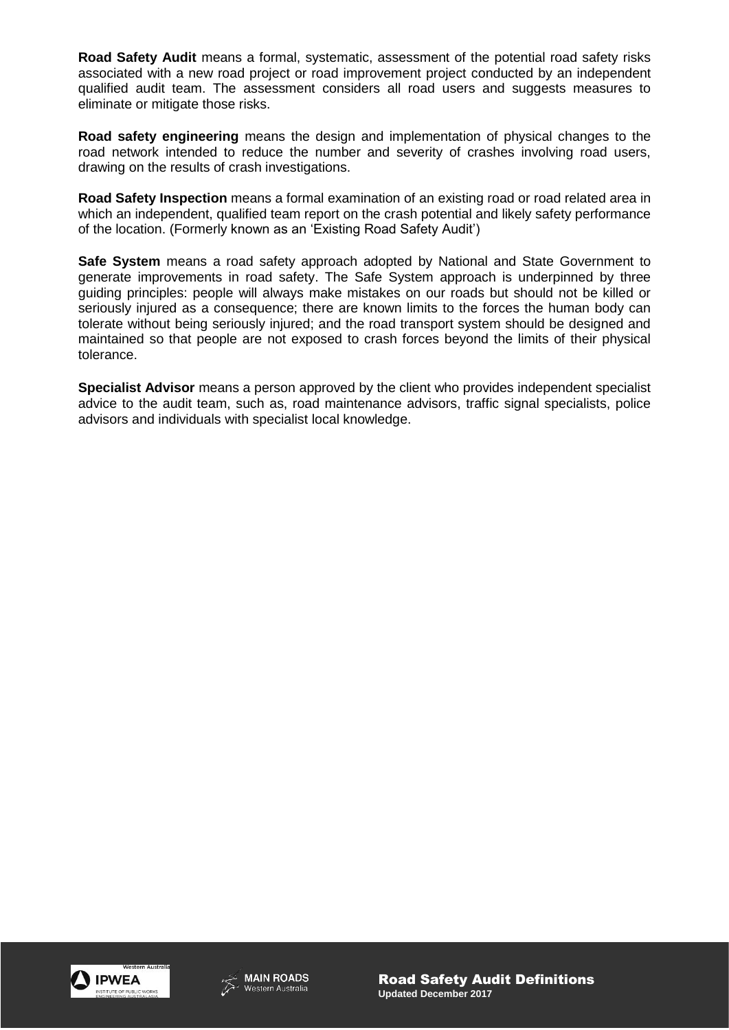**Road Safety Audit** means a formal, systematic, assessment of the potential road safety risks associated with a new road project or road improvement project conducted by an independent qualified audit team. The assessment considers all road users and suggests measures to eliminate or mitigate those risks.

**Road safety engineering** means the design and implementation of physical changes to the road network intended to reduce the number and severity of crashes involving road users, drawing on the results of crash investigations.

**Road Safety Inspection** means a formal examination of an existing road or road related area in which an independent, qualified team report on the crash potential and likely safety performance of the location. (Formerly known as an 'Existing Road Safety Audit')

**Safe System** means a road safety approach adopted by National and State Government to generate improvements in road safety. The Safe System approach is underpinned by three guiding principles: people will always make mistakes on our roads but should not be killed or seriously injured as a consequence; there are known limits to the forces the human body can tolerate without being seriously injured; and the road transport system should be designed and maintained so that people are not exposed to crash forces beyond the limits of their physical tolerance.

**Specialist Advisor** means a person approved by the client who provides independent specialist advice to the audit team, such as, road maintenance advisors, traffic signal specialists, police advisors and individuals with specialist local knowledge.